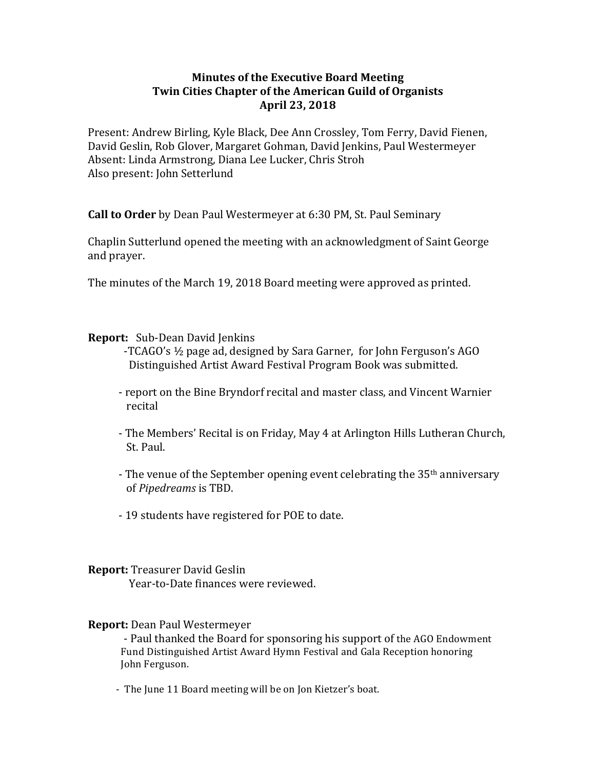# Minutes of the Executive Board Meeting
## Twin Cities Chapter of the American Guild of Organists
### April 23, 2018

Present: Andrew Birling, Kyle Black, Dee Ann Crossley, Tom Ferry, David Fienen, David Geslin, Rob Glover, Margaret Gohman, David Jenkins, Paul Westermeyer
Absent: Linda Armstrong, Diana Lee Lucker, Chris Stroh
Also present: John Setterlund

**Call to Order** by Dean Paul Westermeyer at 6:30 PM, St. Paul Seminary

Chaplin Sutterlund opened the meeting with an acknowledgment of Saint George and prayer.

The minutes of the March 19, 2018 Board meeting were approved as printed.

**Report:** Sub-Dean David Jenkins

- TCAGO's ½ page ad, designed by Sara Garner, for John Ferguson's AGO Distinguished Artist Award Festival Program Book was submitted.
- report on the Bine Bryndorf recital and master class, and Vincent Warnier recital
- The Members' Recital is on Friday, May 4 at Arlington Hills Lutheran Church, St. Paul.
- The venue of the September opening event celebrating the 35th anniversary of *Pipedreams* is TBD.
- 19 students have registered for POE to date.

**Report:** Treasurer David Geslin

Year-to-Date finances were reviewed.

**Report:** Dean Paul Westermeyer

- Paul thanked the Board for sponsoring his support of the AGO Endowment Fund Distinguished Artist Award Hymn Festival and Gala Reception honoring John Ferguson.
- The June 11 Board meeting will be on Jon Kietzer's boat.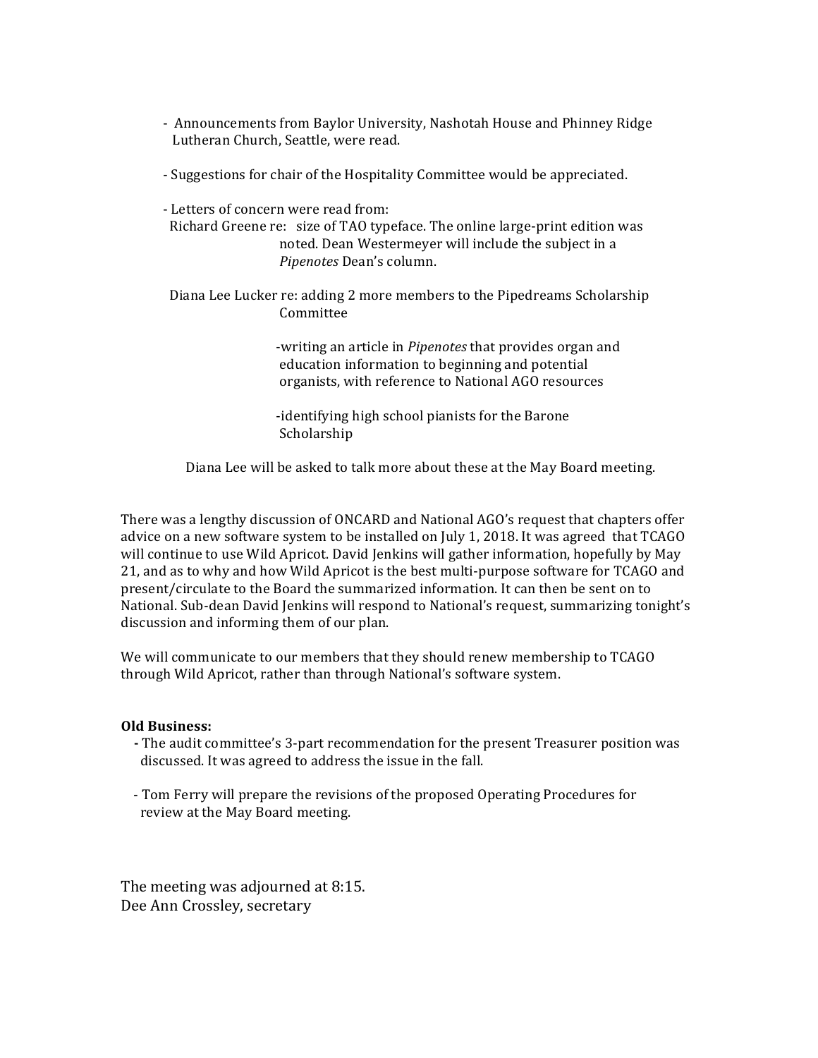- Announcements from Baylor University, Nashotah House and Phinney Ridge Lutheran Church, Seattle, were read.

- Suggestions for chair of the Hospitality Committee would be appreciated.

- Letters of concern were read from:

  Richard Greene re: size of TAO typeface. The online large-print edition was noted. Dean Westermeyer will include the subject in a *Pipenotes* Dean's column.

  Diana Lee Lucker re: adding 2 more members to the Pipedreams Scholarship Committee

  -writing an article in *Pipenotes* that provides organ and education information to beginning and potential organists, with reference to National AGO resources

  -identifying high school pianists for the Barone Scholarship

  Diana Lee will be asked to talk more about these at the May Board meeting.

There was a lengthy discussion of ONCARD and National AGO's request that chapters offer advice on a new software system to be installed on July 1, 2018. It was agreed that TCAGO will continue to use Wild Apricot. David Jenkins will gather information, hopefully by May 21, and as to why and how Wild Apricot is the best multi-purpose software for TCAGO and present/circulate to the Board the summarized information. It can then be sent on to National. Sub-dean David Jenkins will respond to National's request, summarizing tonight's discussion and informing them of our plan.

We will communicate to our members that they should renew membership to TCAGO through Wild Apricot, rather than through National's software system.

**Old Business:**

- The audit committee's 3-part recommendation for the present Treasurer position was discussed. It was agreed to address the issue in the fall.

- Tom Ferry will prepare the revisions of the proposed Operating Procedures for review at the May Board meeting.

The meeting was adjourned at 8:15.
Dee Ann Crossley, secretary